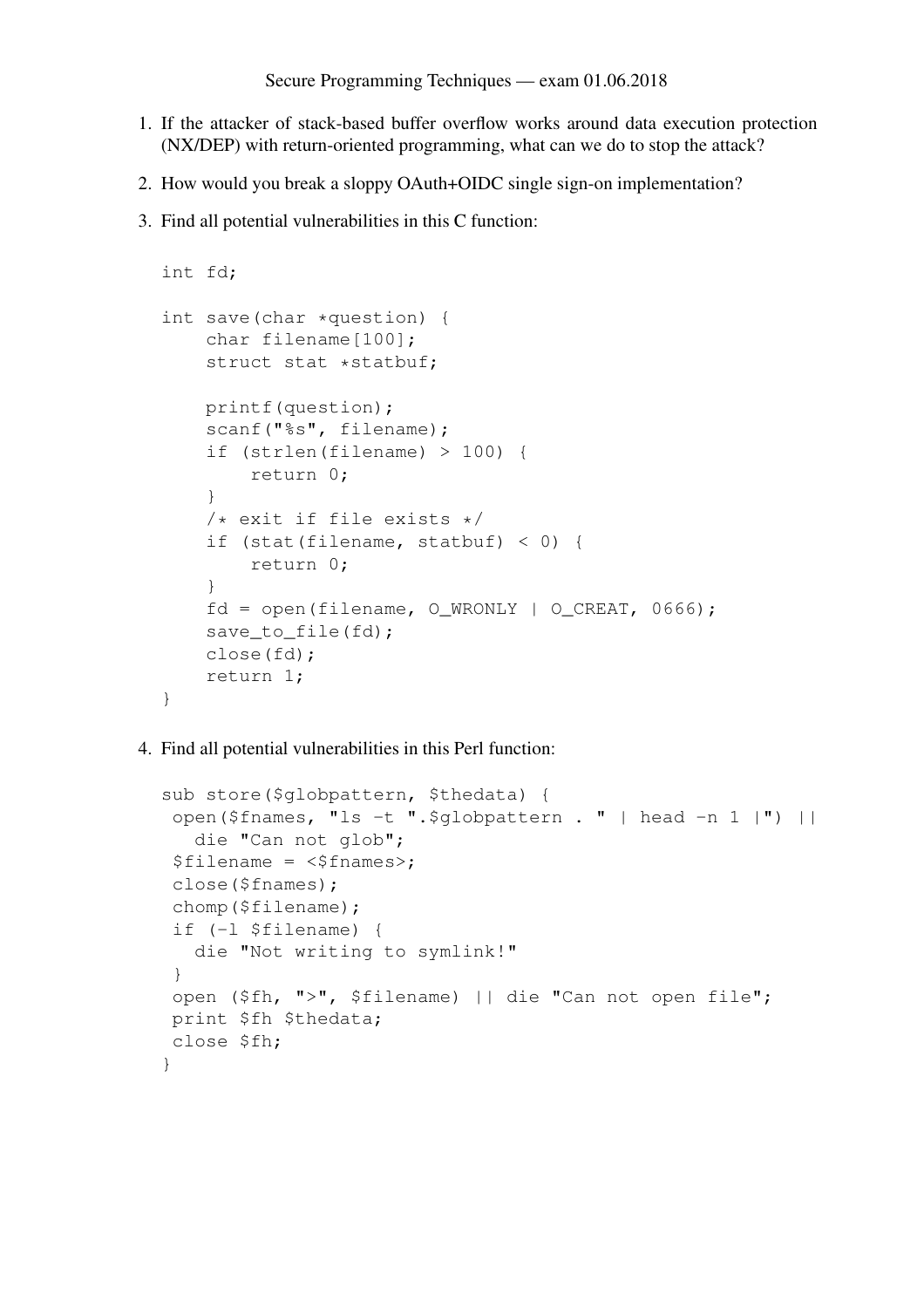Secure Programming Techniques — exam 01.06.2018

1. If the attacker of stack-based buffer overflow works around data execution protection (NX/DEP) with return-oriented programming, what can we do to stop the attack?

2. How would you break a sloppy OAuth+OIDC single sign-on implementation?

3. Find all potential vulnerabilities in this C function:

```
int fd;

int save(char *question) {
    char filename[100];
    struct stat *statbuf;

    printf(question);
    scanf("%s", filename);
    if (strlen(filename) > 100) {
        return 0;
    }
    /* exit if file exists */
    if (stat(filename, statbuf) < 0) {
        return 0;
    }
    fd = open(filename, O_WRONLY | O_CREAT, 0666);
    save_to_file(fd);
    close(fd);
    return 1;
}
```

4. Find all potential vulnerabilities in this Perl function:

```
sub store($globpattern, $thedata) {
 open($fnames, "ls -t ".$globpattern . " | head -n 1 |") ||
   die "Can not glob";
 $filename = <$fnames>;
 close($fnames);
 chomp($filename);
 if (-l $filename) {
   die "Not writing to symlink!"
 }
 open ($fh, ">", $filename) || die "Can not open file";
 print $fh $thedata;
 close $fh;
}
```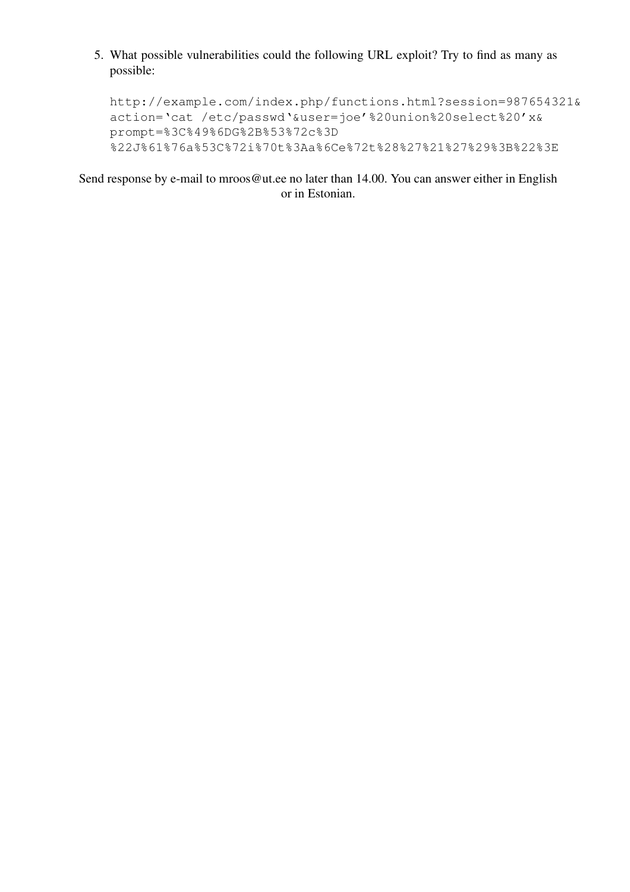5. What possible vulnerabilities could the following URL exploit? Try to find as many as possible:

```
http://example.com/index.php/functions.html?session=987654321&
action='cat /etc/passwd'&user=joe'%20union%20select%20'x&
prompt=%3C%49%6DG%2B%53%72c%3D
%22J%61%76a%53C%72i%70t%3Aa%6Ce%72t%28%27%21%27%29%3B%22%3E
```

Send response by e-mail to mroos@ut.ee no later than 14.00. You can answer either in English or in Estonian.